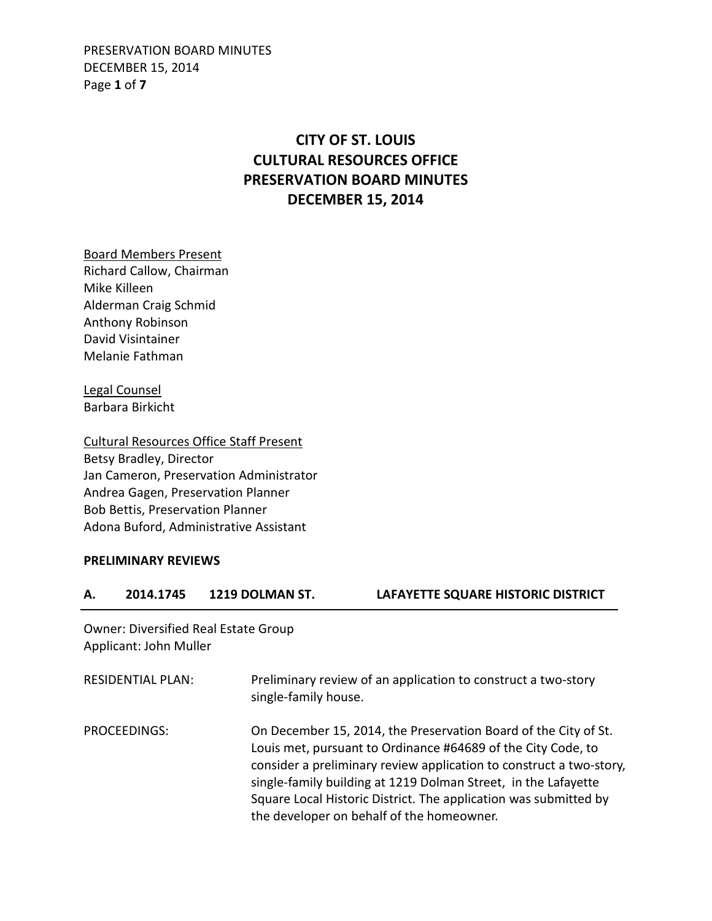# CITY OF ST. LOUIS
# CULTURAL RESOURCES OFFICE
# PRESERVATION BOARD MINUTES
# DECEMBER 15, 2014

<u>Board Members Present</u>
Richard Callow, Chairman
Mike Killeen
Alderman Craig Schmid
Anthony Robinson
David Visintainer
Melanie Fathman

<u>Legal Counsel</u>
Barbara Birkicht

<u>Cultural Resources Office Staff Present</u>
Betsy Bradley, Director
Jan Cameron, Preservation Administrator
Andrea Gagen, Preservation Planner
Bob Bettis, Preservation Planner
Adona Buford, Administrative Assistant

**PRELIMINARY REVIEWS**

**A. 2014.1745 1219 DOLMAN ST. LAFAYETTE SQUARE HISTORIC DISTRICT**

Owner: Diversified Real Estate Group
Applicant: John Muller

RESIDENTIAL PLAN: Preliminary review of an application to construct a two-story single-family house.

PROCEEDINGS: On December 15, 2014, the Preservation Board of the City of St. Louis met, pursuant to Ordinance #64689 of the City Code, to consider a preliminary review application to construct a two-story, single-family building at 1219 Dolman Street, in the Lafayette Square Local Historic District. The application was submitted by the developer on behalf of the homeowner.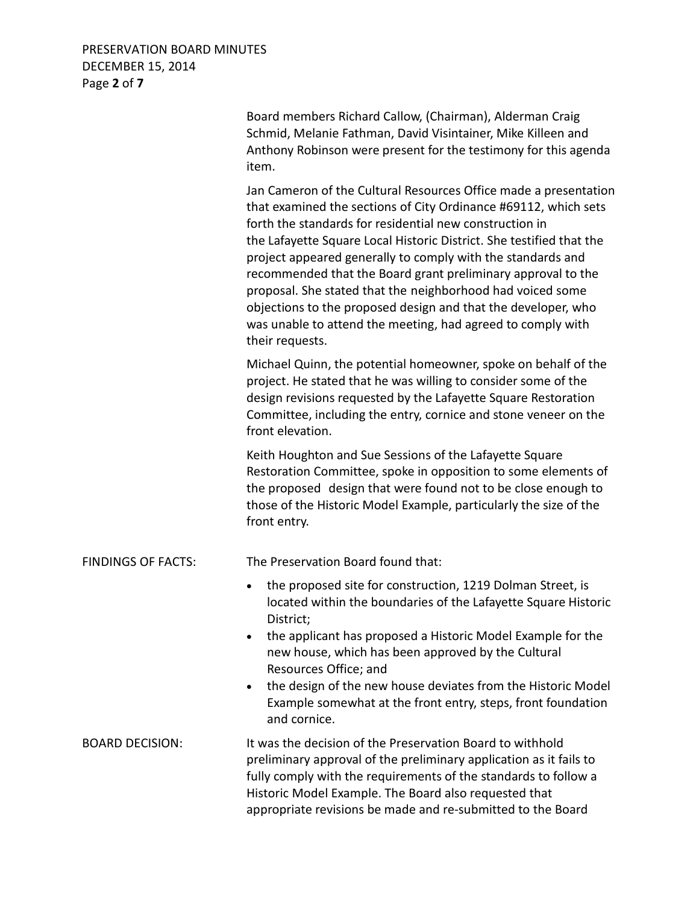Board members Richard Callow, (Chairman), Alderman Craig Schmid, Melanie Fathman, David Visintainer, Mike Killeen and Anthony Robinson were present for the testimony for this agenda item.

Jan Cameron of the Cultural Resources Office made a presentation that examined the sections of City Ordinance #69112, which sets forth the standards for residential new construction in the Lafayette Square Local Historic District. She testified that the project appeared generally to comply with the standards and recommended that the Board grant preliminary approval to the proposal. She stated that the neighborhood had voiced some objections to the proposed design and that the developer, who was unable to attend the meeting, had agreed to comply with their requests.

Michael Quinn, the potential homeowner, spoke on behalf of the project. He stated that he was willing to consider some of the design revisions requested by the Lafayette Square Restoration Committee, including the entry, cornice and stone veneer on the front elevation.

Keith Houghton and Sue Sessions of the Lafayette Square Restoration Committee, spoke in opposition to some elements of the proposed design that were found not to be close enough to those of the Historic Model Example, particularly the size of the front entry.

FINDINGS OF FACTS: The Preservation Board found that:

- the proposed site for construction, 1219 Dolman Street, is located within the boundaries of the Lafayette Square Historic District;
- the applicant has proposed a Historic Model Example for the new house, which has been approved by the Cultural Resources Office; and
- the design of the new house deviates from the Historic Model Example somewhat at the front entry, steps, front foundation and cornice.

BOARD DECISION: It was the decision of the Preservation Board to withhold preliminary approval of the preliminary application as it fails to fully comply with the requirements of the standards to follow a Historic Model Example. The Board also requested that appropriate revisions be made and re-submitted to the Board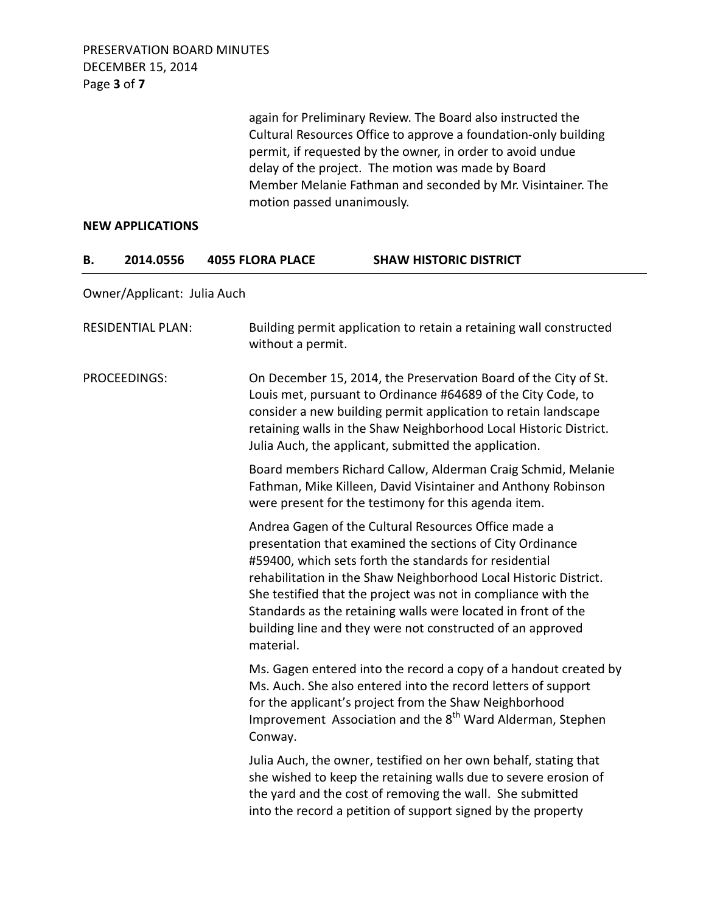again for Preliminary Review. The Board also instructed the Cultural Resources Office to approve a foundation-only building permit, if requested by the owner, in order to avoid undue delay of the project. The motion was made by Board Member Melanie Fathman and seconded by Mr. Visintainer. The motion passed unanimously.

**NEW APPLICATIONS**

**B. 2014.0556 4055 FLORA PLACE SHAW HISTORIC DISTRICT**

Owner/Applicant: Julia Auch

RESIDENTIAL PLAN: Building permit application to retain a retaining wall constructed without a permit.

PROCEEDINGS: On December 15, 2014, the Preservation Board of the City of St. Louis met, pursuant to Ordinance #64689 of the City Code, to consider a new building permit application to retain landscape retaining walls in the Shaw Neighborhood Local Historic District. Julia Auch, the applicant, submitted the application.

Board members Richard Callow, Alderman Craig Schmid, Melanie Fathman, Mike Killeen, David Visintainer and Anthony Robinson were present for the testimony for this agenda item.

Andrea Gagen of the Cultural Resources Office made a presentation that examined the sections of City Ordinance #59400, which sets forth the standards for residential rehabilitation in the Shaw Neighborhood Local Historic District. She testified that the project was not in compliance with the Standards as the retaining walls were located in front of the building line and they were not constructed of an approved material.

Ms. Gagen entered into the record a copy of a handout created by Ms. Auch. She also entered into the record letters of support for the applicant's project from the Shaw Neighborhood Improvement Association and the 8th Ward Alderman, Stephen Conway.

Julia Auch, the owner, testified on her own behalf, stating that she wished to keep the retaining walls due to severe erosion of the yard and the cost of removing the wall. She submitted into the record a petition of support signed by the property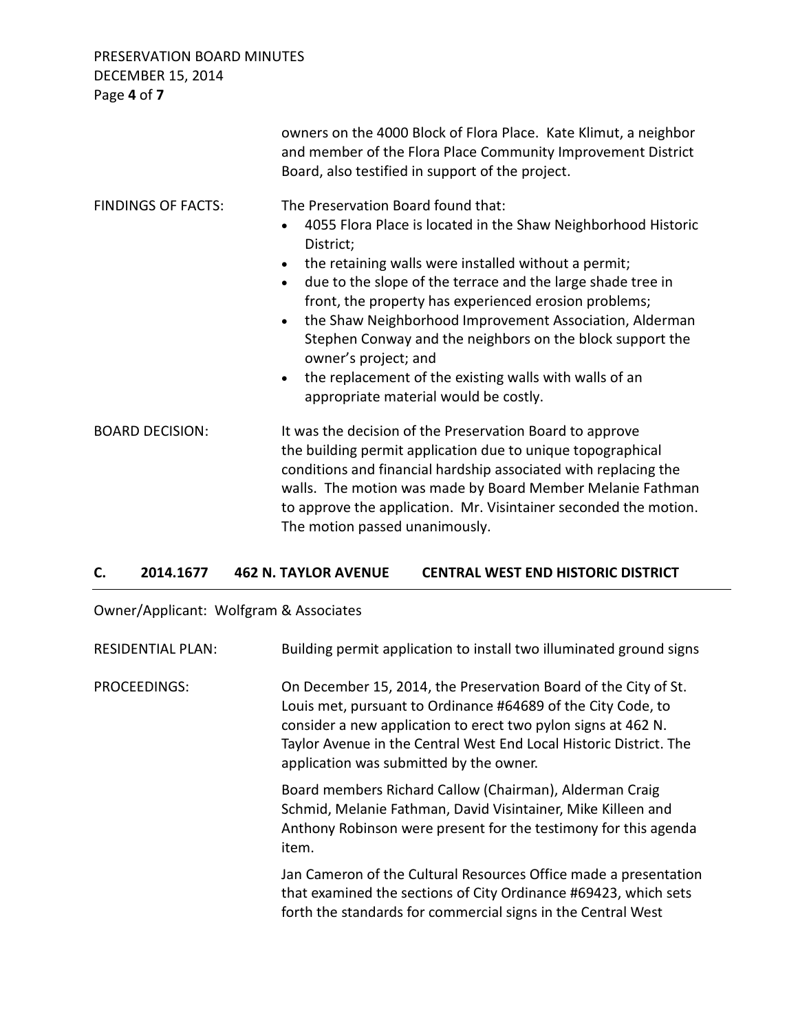owners on the 4000 Block of Flora Place. Kate Klimut, a neighbor and member of the Flora Place Community Improvement District Board, also testified in support of the project.

FINDINGS OF FACTS: The Preservation Board found that:

- 4055 Flora Place is located in the Shaw Neighborhood Historic District;
- the retaining walls were installed without a permit;
- due to the slope of the terrace and the large shade tree in front, the property has experienced erosion problems;
- the Shaw Neighborhood Improvement Association, Alderman Stephen Conway and the neighbors on the block support the owner's project; and
- the replacement of the existing walls with walls of an appropriate material would be costly.

BOARD DECISION: It was the decision of the Preservation Board to approve the building permit application due to unique topographical conditions and financial hardship associated with replacing the walls. The motion was made by Board Member Melanie Fathman to approve the application. Mr. Visintainer seconded the motion. The motion passed unanimously.

## C. 2014.1677 462 N. TAYLOR AVENUE CENTRAL WEST END HISTORIC DISTRICT

Owner/Applicant: Wolfgram & Associates

RESIDENTIAL PLAN: Building permit application to install two illuminated ground signs

PROCEEDINGS: On December 15, 2014, the Preservation Board of the City of St. Louis met, pursuant to Ordinance #64689 of the City Code, to consider a new application to erect two pylon signs at 462 N. Taylor Avenue in the Central West End Local Historic District. The application was submitted by the owner.

Board members Richard Callow (Chairman), Alderman Craig Schmid, Melanie Fathman, David Visintainer, Mike Killeen and Anthony Robinson were present for the testimony for this agenda item.

Jan Cameron of the Cultural Resources Office made a presentation that examined the sections of City Ordinance #69423, which sets forth the standards for commercial signs in the Central West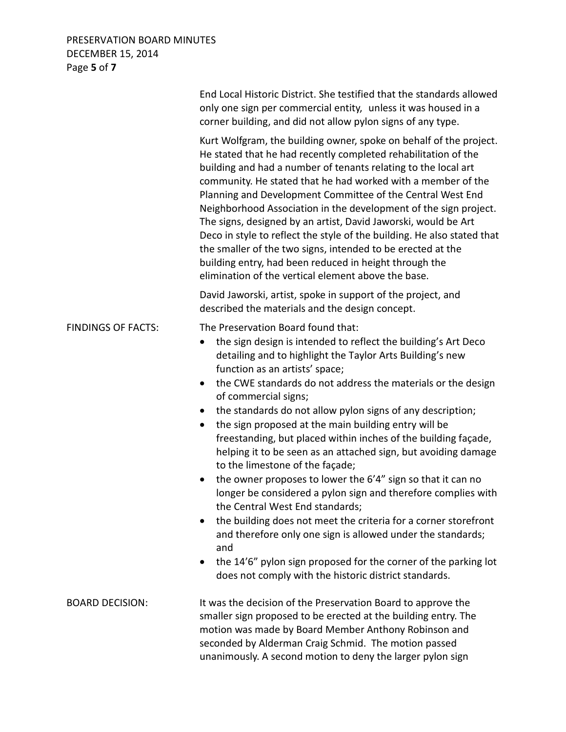End Local Historic District. She testified that the standards allowed only one sign per commercial entity, unless it was housed in a corner building, and did not allow pylon signs of any type.

Kurt Wolfgram, the building owner, spoke on behalf of the project. He stated that he had recently completed rehabilitation of the building and had a number of tenants relating to the local art community. He stated that he had worked with a member of the Planning and Development Committee of the Central West End Neighborhood Association in the development of the sign project. The signs, designed by an artist, David Jaworski, would be Art Deco in style to reflect the style of the building. He also stated that the smaller of the two signs, intended to be erected at the building entry, had been reduced in height through the elimination of the vertical element above the base.

David Jaworski, artist, spoke in support of the project, and described the materials and the design concept.

**FINDINGS OF FACTS:**

The Preservation Board found that:

- the sign design is intended to reflect the building's Art Deco detailing and to highlight the Taylor Arts Building's new function as an artists' space;
- the CWE standards do not address the materials or the design of commercial signs;
- the standards do not allow pylon signs of any description;
- the sign proposed at the main building entry will be freestanding, but placed within inches of the building façade, helping it to be seen as an attached sign, but avoiding damage to the limestone of the façade;
- the owner proposes to lower the 6'4" sign so that it can no longer be considered a pylon sign and therefore complies with the Central West End standards;
- the building does not meet the criteria for a corner storefront and therefore only one sign is allowed under the standards; and
- the 14'6" pylon sign proposed for the corner of the parking lot does not comply with the historic district standards.

**BOARD DECISION:**

It was the decision of the Preservation Board to approve the smaller sign proposed to be erected at the building entry. The motion was made by Board Member Anthony Robinson and seconded by Alderman Craig Schmid. The motion passed unanimously. A second motion to deny the larger pylon sign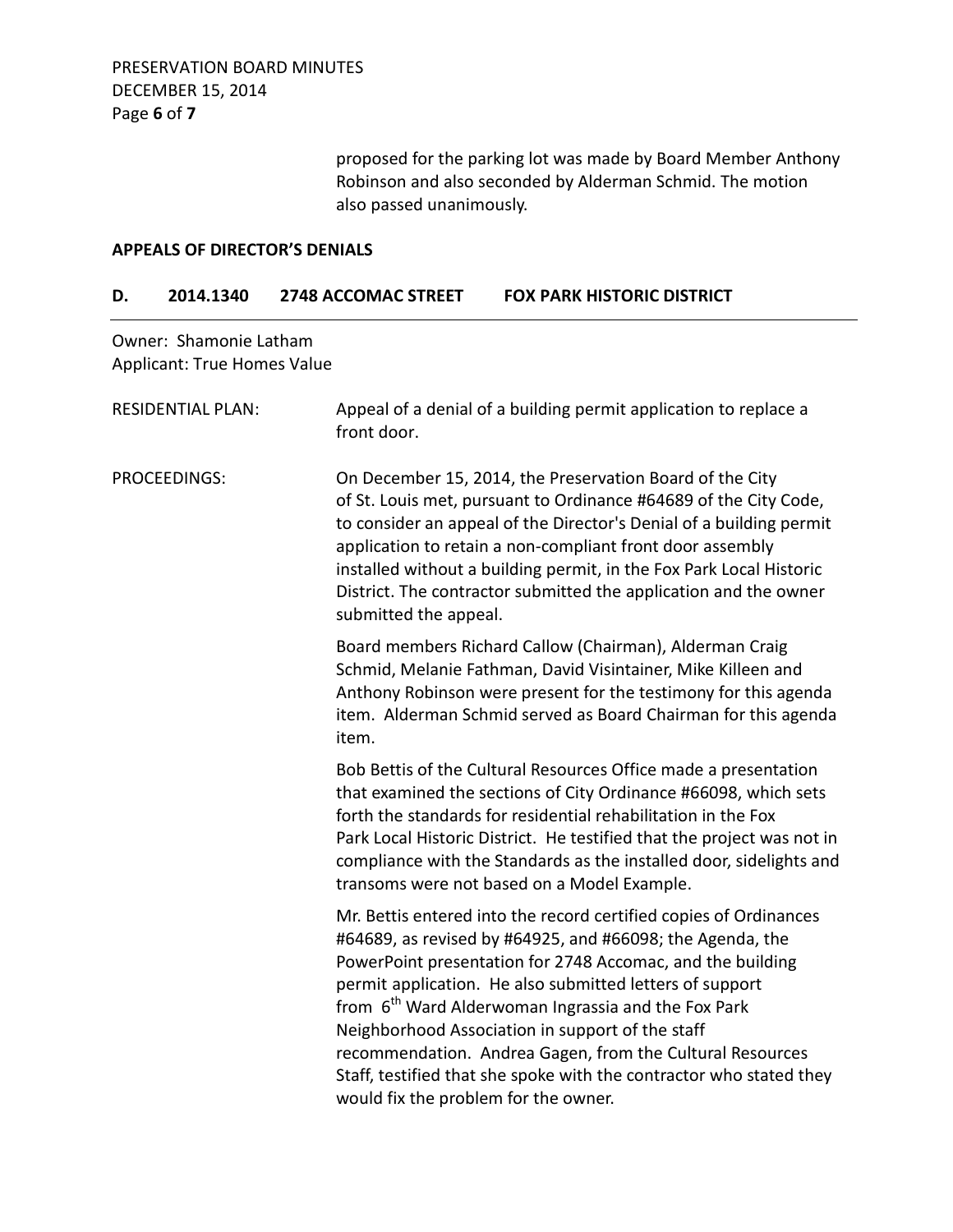proposed for the parking lot was made by Board Member Anthony Robinson and also seconded by Alderman Schmid. The motion also passed unanimously.

**APPEALS OF DIRECTOR'S DENIALS**

**D. 2014.1340 2748 ACCOMAC STREET FOX PARK HISTORIC DISTRICT**

Owner: Shamonie Latham
Applicant: True Homes Value

RESIDENTIAL PLAN: Appeal of a denial of a building permit application to replace a front door.

PROCEEDINGS: On December 15, 2014, the Preservation Board of the City of St. Louis met, pursuant to Ordinance #64689 of the City Code, to consider an appeal of the Director's Denial of a building permit application to retain a non-compliant front door assembly installed without a building permit, in the Fox Park Local Historic District. The contractor submitted the application and the owner submitted the appeal.

Board members Richard Callow (Chairman), Alderman Craig Schmid, Melanie Fathman, David Visintainer, Mike Killeen and Anthony Robinson were present for the testimony for this agenda item. Alderman Schmid served as Board Chairman for this agenda item.

Bob Bettis of the Cultural Resources Office made a presentation that examined the sections of City Ordinance #66098, which sets forth the standards for residential rehabilitation in the Fox Park Local Historic District. He testified that the project was not in compliance with the Standards as the installed door, sidelights and transoms were not based on a Model Example.

Mr. Bettis entered into the record certified copies of Ordinances #64689, as revised by #64925, and #66098; the Agenda, the PowerPoint presentation for 2748 Accomac, and the building permit application. He also submitted letters of support from 6th Ward Alderwoman Ingrassia and the Fox Park Neighborhood Association in support of the staff recommendation. Andrea Gagen, from the Cultural Resources Staff, testified that she spoke with the contractor who stated they would fix the problem for the owner.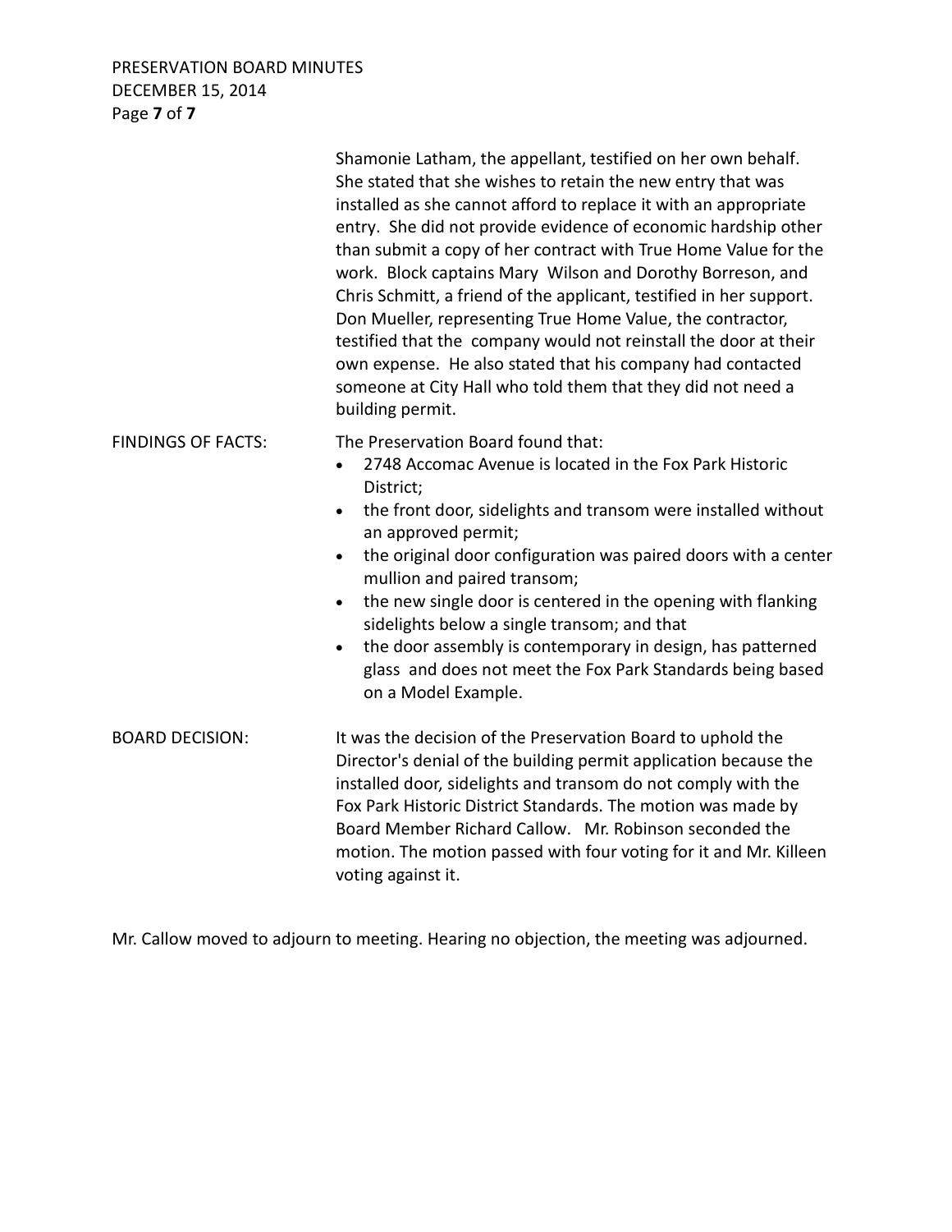Shamonie Latham, the appellant, testified on her own behalf. She stated that she wishes to retain the new entry that was installed as she cannot afford to replace it with an appropriate entry. She did not provide evidence of economic hardship other than submit a copy of her contract with True Home Value for the work. Block captains Mary Wilson and Dorothy Borreson, and Chris Schmitt, a friend of the applicant, testified in her support. Don Mueller, representing True Home Value, the contractor, testified that the company would not reinstall the door at their own expense. He also stated that his company had contacted someone at City Hall who told them that they did not need a building permit.

FINDINGS OF FACTS: The Preservation Board found that:

- 2748 Accomac Avenue is located in the Fox Park Historic District;
- the front door, sidelights and transom were installed without an approved permit;
- the original door configuration was paired doors with a center mullion and paired transom;
- the new single door is centered in the opening with flanking sidelights below a single transom; and that
- the door assembly is contemporary in design, has patterned glass and does not meet the Fox Park Standards being based on a Model Example.

BOARD DECISION: It was the decision of the Preservation Board to uphold the Director's denial of the building permit application because the installed door, sidelights and transom do not comply with the Fox Park Historic District Standards. The motion was made by Board Member Richard Callow. Mr. Robinson seconded the motion. The motion passed with four voting for it and Mr. Killeen voting against it.

Mr. Callow moved to adjourn to meeting. Hearing no objection, the meeting was adjourned.